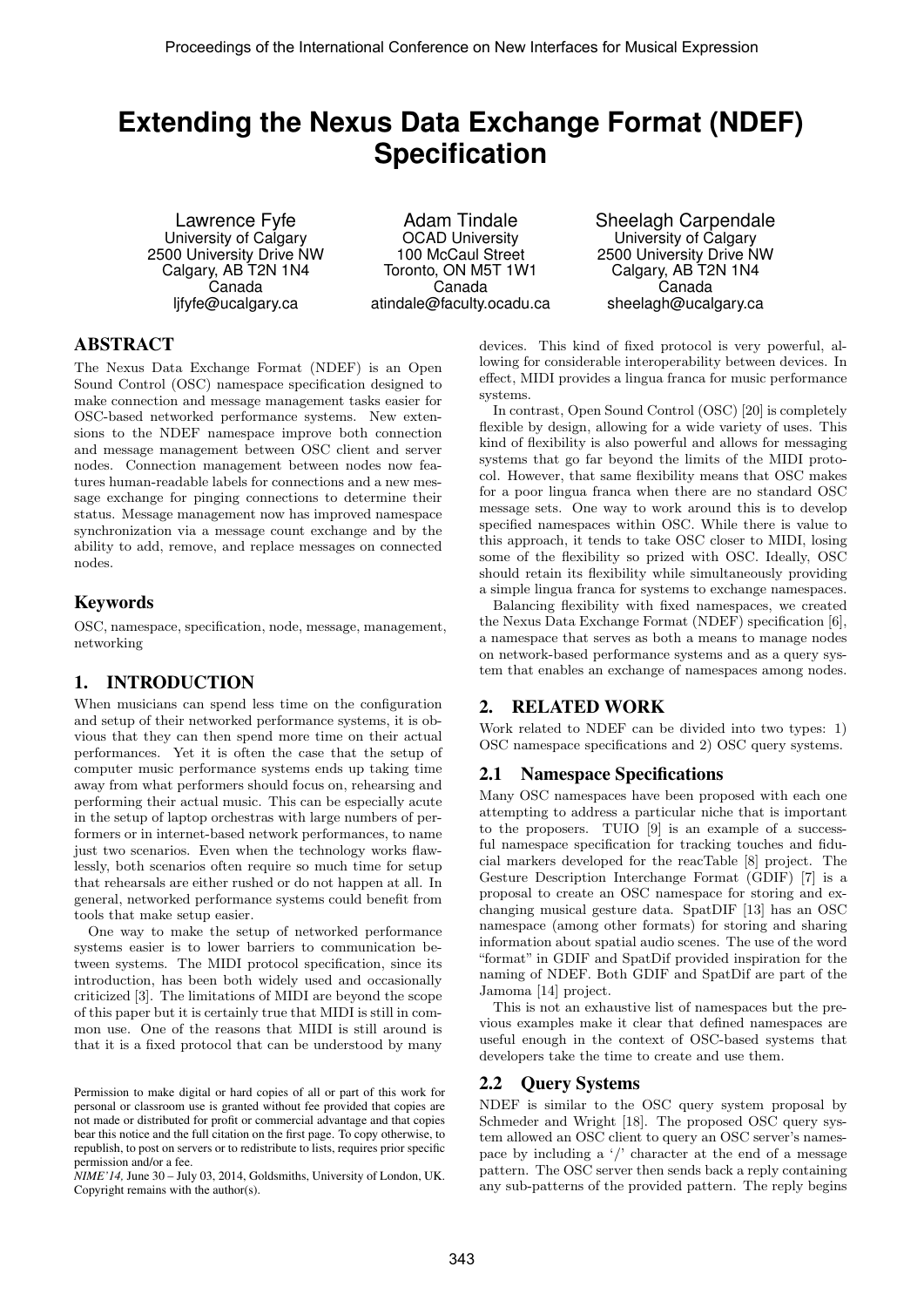# Extending the Nexus Data Exchange Format (NDEF) Specification

Lawrence Fyfe
University of Calgary
2500 University Drive NW
Calgary, AB T2N 1N4
Canada
ljfyfe@ucalgary.ca

Adam Tindale
OCAD University
100 McCaul Street
Toronto, ON M5T 1W1
Canada
atindale@faculty.ocadu.ca

Sheelagh Carpendale
University of Calgary
2500 University Drive NW
Calgary, AB T2N 1N4
Canada
sheelagh@ucalgary.ca

## ABSTRACT

The Nexus Data Exchange Format (NDEF) is an Open Sound Control (OSC) namespace specification designed to make connection and message management tasks easier for OSC-based networked performance systems. New extensions to the NDEF namespace improve both connection and message management between OSC client and server nodes. Connection management between nodes now features human-readable labels for connections and a new message exchange for pinging connections to determine their status. Message management now has improved namespace synchronization via a message count exchange and by the ability to add, remove, and replace messages on connected nodes.

## Keywords

OSC, namespace, specification, node, message, management, networking

## 1. INTRODUCTION

When musicians can spend less time on the configuration and setup of their networked performance systems, it is obvious that they can then spend more time on their actual performances. Yet it is often the case that the setup of computer music performance systems ends up taking time away from what performers should focus on, rehearsing and performing their actual music. This can be especially acute in the setup of laptop orchestras with large numbers of performers or in internet-based network performances, to name just two scenarios. Even when the technology works flawlessly, both scenarios often require so much time for setup that rehearsals are either rushed or do not happen at all. In general, networked performance systems could benefit from tools that make setup easier.

One way to make the setup of networked performance systems easier is to lower barriers to communication between systems. The MIDI protocol specification, since its introduction, has been both widely used and occasionally criticized [3]. The limitations of MIDI are beyond the scope of this paper but it is certainly true that MIDI is still in common use. One of the reasons that MIDI is still around is that it is a fixed protocol that can be understood by many devices. This kind of fixed protocol is very powerful, allowing for considerable interoperability between devices. In effect, MIDI provides a lingua franca for music performance systems.

In contrast, Open Sound Control (OSC) [20] is completely flexible by design, allowing for a wide variety of uses. This kind of flexibility is also powerful and allows for messaging systems that go far beyond the limits of the MIDI protocol. However, that same flexibility means that OSC makes for a poor lingua franca when there are no standard OSC message sets. One way to work around this is to develop specified namespaces within OSC. While there is value to this approach, it tends to take OSC closer to MIDI, losing some of the flexibility so prized with OSC. Ideally, OSC should retain its flexibility while simultaneously providing a simple lingua franca for systems to exchange namespaces.

Balancing flexibility with fixed namespaces, we created the Nexus Data Exchange Format (NDEF) specification [6], a namespace that serves as both a means to manage nodes on network-based performance systems and as a query system that enables an exchange of namespaces among nodes.

## 2. RELATED WORK

Work related to NDEF can be divided into two types: 1) OSC namespace specifications and 2) OSC query systems.

### 2.1 Namespace Specifications

Many OSC namespaces have been proposed with each one attempting to address a particular niche that is important to the proposers. TUIO [9] is an example of a successful namespace specification for tracking touches and fiducial markers developed for the reacTable [8] project. The Gesture Description Interchange Format (GDIF) [7] is a proposal to create an OSC namespace for storing and exchanging musical gesture data. SpatDIF [13] has an OSC namespace (among other formats) for storing and sharing information about spatial audio scenes. The use of the word "format" in GDIF and SpatDif provided inspiration for the naming of NDEF. Both GDIF and SpatDif are part of the Jamoma [14] project.

This is not an exhaustive list of namespaces but the previous examples make it clear that defined namespaces are useful enough in the context of OSC-based systems that developers take the time to create and use them.

### 2.2 Query Systems

NDEF is similar to the OSC query system proposal by Schmeder and Wright [18]. The proposed OSC query system allowed an OSC client to query an OSC server's namespace by including a '/' character at the end of a message pattern. The OSC server then sends back a reply containing any sub-patterns of the provided pattern. The reply begins

Permission to make digital or hard copies of all or part of this work for personal or classroom use is granted without fee provided that copies are not made or distributed for profit or commercial advantage and that copies bear this notice and the full citation on the first page. To copy otherwise, to republish, to post on servers or to redistribute to lists, requires prior specific permission and/or a fee.
*NIME'14*, June 30 – July 03, 2014, Goldsmiths, University of London, UK.
Copyright remains with the author(s).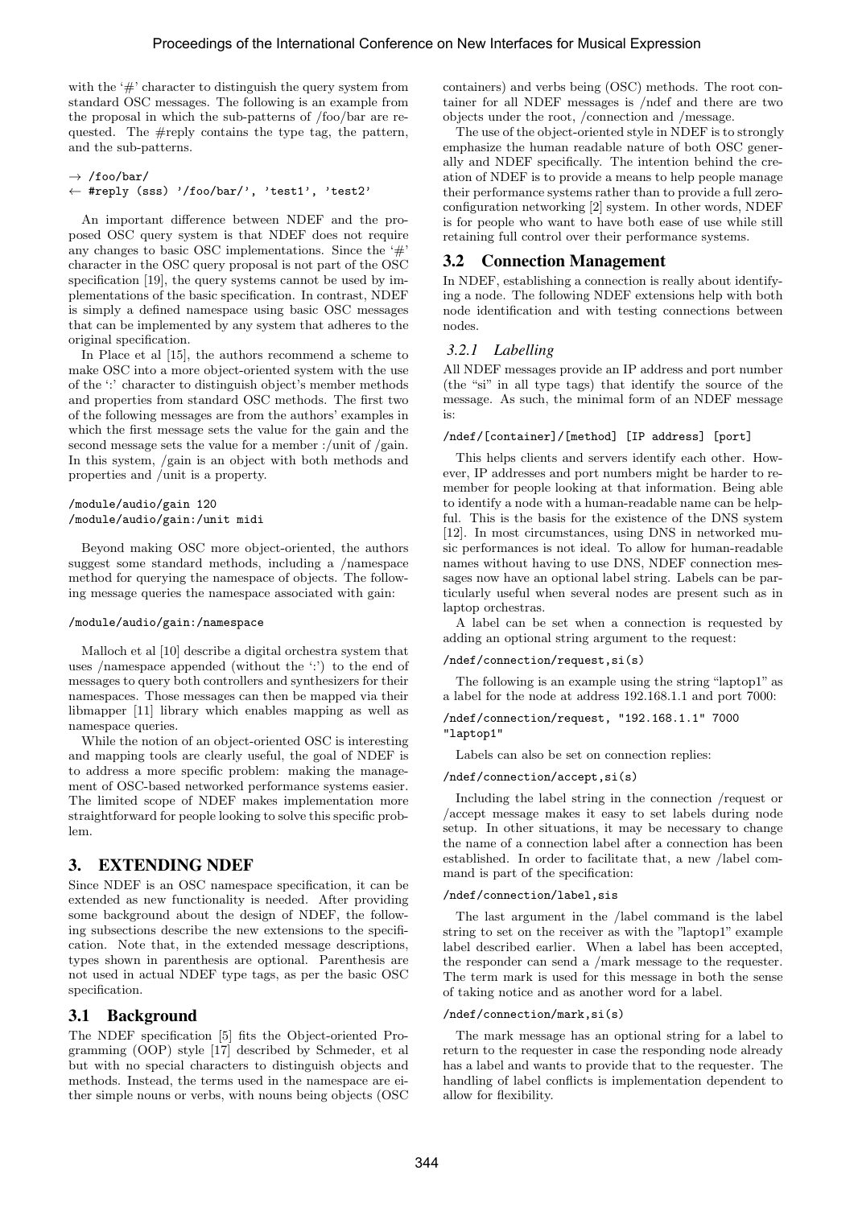with the '#' character to distinguish the query system from standard OSC messages. The following is an example from the proposal in which the sub-patterns of /foo/bar are requested. The #reply contains the type tag, the pattern, and the sub-patterns.

```
→ /foo/bar/
← #reply (sss) '/foo/bar/', 'test1', 'test2'
```

An important difference between NDEF and the proposed OSC query system is that NDEF does not require any changes to basic OSC implementations. Since the '#' character in the OSC query proposal is not part of the OSC specification [19], the query systems cannot be used by implementations of the basic specification. In contrast, NDEF is simply a defined namespace using basic OSC messages that can be implemented by any system that adheres to the original specification.

In Place et al [15], the authors recommend a scheme to make OSC into a more object-oriented system with the use of the ':' character to distinguish object's member methods and properties from standard OSC methods. The first two of the following messages are from the authors' examples in which the first message sets the value for the gain and the second message sets the value for a member :/unit of /gain. In this system, /gain is an object with both methods and properties and /unit is a property.

```
/module/audio/gain 120
/module/audio/gain:/unit midi
```

Beyond making OSC more object-oriented, the authors suggest some standard methods, including a /namespace method for querying the namespace of objects. The following message queries the namespace associated with gain:

```
/module/audio/gain:/namespace
```

Malloch et al [10] describe a digital orchestra system that uses /namespace appended (without the ':') to the end of messages to query both controllers and synthesizers for their namespaces. Those messages can then be mapped via their libmapper [11] library which enables mapping as well as namespace queries.

While the notion of an object-oriented OSC is interesting and mapping tools are clearly useful, the goal of NDEF is to address a more specific problem: making the management of OSC-based networked performance systems easier. The limited scope of NDEF makes implementation more straightforward for people looking to solve this specific problem.

## 3. EXTENDING NDEF

Since NDEF is an OSC namespace specification, it can be extended as new functionality is needed. After providing some background about the design of NDEF, the following subsections describe the new extensions to the specification. Note that, in the extended message descriptions, types shown in parenthesis are optional. Parenthesis are not used in actual NDEF type tags, as per the basic OSC specification.

### 3.1 Background

The NDEF specification [5] fits the Object-oriented Programming (OOP) style [17] described by Schmeder, et al but with no special characters to distinguish objects and methods. Instead, the terms used in the namespace are either simple nouns or verbs, with nouns being objects (OSC containers) and verbs being (OSC) methods. The root container for all NDEF messages is /ndef and there are two objects under the root, /connection and /message.

The use of the object-oriented style in NDEF is to strongly emphasize the human readable nature of both OSC generally and NDEF specifically. The intention behind the creation of NDEF is to provide a means to help people manage their performance systems rather than to provide a full zero-configuration networking [2] system. In other words, NDEF is for people who want to have both ease of use while still retaining full control over their performance systems.

### 3.2 Connection Management

In NDEF, establishing a connection is really about identifying a node. The following NDEF extensions help with both node identification and with testing connections between nodes.

#### *3.2.1 Labelling*

All NDEF messages provide an IP address and port number (the "si" in all type tags) that identify the source of the message. As such, the minimal form of an NDEF message is:

```
/ndef/[container]/[method] [IP address] [port]
```

This helps clients and servers identify each other. However, IP addresses and port numbers might be harder to remember for people looking at that information. Being able to identify a node with a human-readable name can be helpful. This is the basis for the existence of the DNS system [12]. In most circumstances, using DNS in networked music performances is not ideal. To allow for human-readable names without having to use DNS, NDEF connection messages now have an optional label string. Labels can be particularly useful when several nodes are present such as in laptop orchestras.

A label can be set when a connection is requested by adding an optional string argument to the request:

```
/ndef/connection/request,si(s)
```

The following is an example using the string "laptop1" as a label for the node at address 192.168.1.1 and port 7000:

```
/ndef/connection/request, "192.168.1.1" 7000
"laptop1"
```

Labels can also be set on connection replies:

```
/ndef/connection/accept,si(s)
```

Including the label string in the connection /request or /accept message makes it easy to set labels during node setup. In other situations, it may be necessary to change the name of a connection label after a connection has been established. In order to facilitate that, a new /label command is part of the specification:

```
/ndef/connection/label,sis
```

The last argument in the /label command is the label string to set on the receiver as with the "laptop1" example label described earlier. When a label has been accepted, the responder can send a /mark message to the requester. The term mark is used for this message in both the sense of taking notice and as another word for a label.

```
/ndef/connection/mark,si(s)
```

The mark message has an optional string for a label to return to the requester in case the responding node already has a label and wants to provide that to the requester. The handling of label conflicts is implementation dependent to allow for flexibility.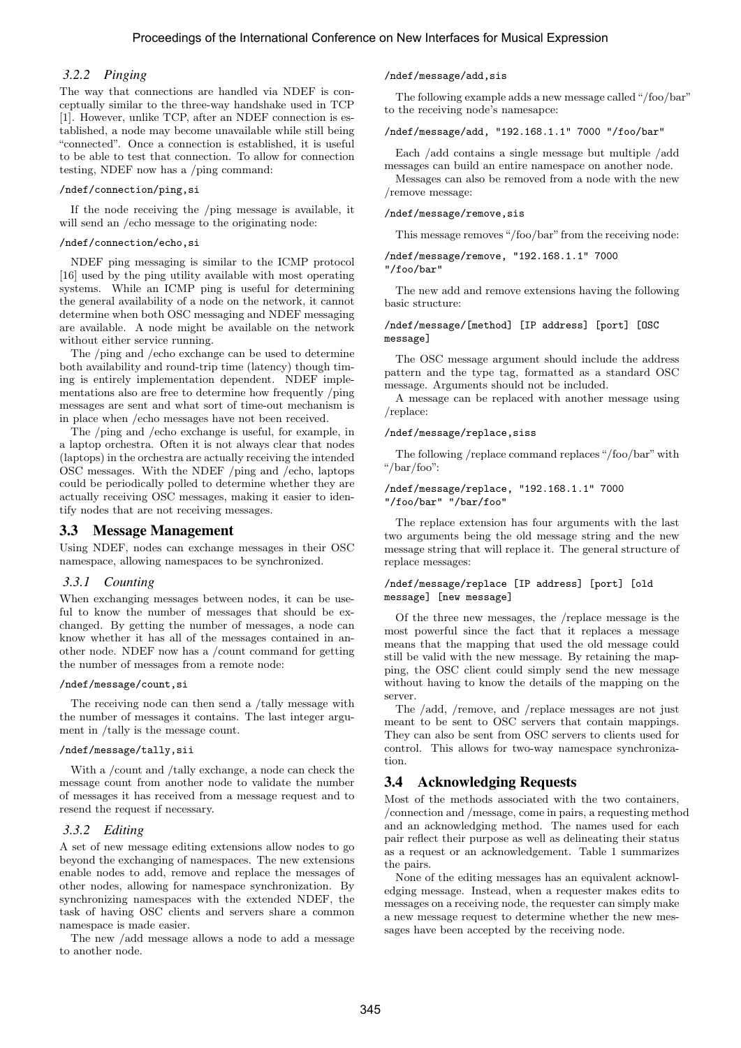### 3.2.2 Pinging

The way that connections are handled via NDEF is conceptually similar to the three-way handshake used in TCP [1]. However, unlike TCP, after an NDEF connection is established, a node may become unavailable while still being "connected". Once a connection is established, it is useful to be able to test that connection. To allow for connection testing, NDEF now has a /ping command:

```
/ndef/connection/ping,si
```

If the node receiving the /ping message is available, it will send an /echo message to the originating node:

```
/ndef/connection/echo,si
```

NDEF ping messaging is similar to the ICMP protocol [16] used by the ping utility available with most operating systems. While an ICMP ping is useful for determining the general availability of a node on the network, it cannot determine when both OSC messaging and NDEF messaging are available. A node might be available on the network without either service running.

The /ping and /echo exchange can be used to determine both availability and round-trip time (latency) though timing is entirely implementation dependent. NDEF implementations also are free to determine how frequently /ping messages are sent and what sort of time-out mechanism is in place when /echo messages have not been received.

The /ping and /echo exchange is useful, for example, in a laptop orchestra. Often it is not always clear that nodes (laptops) in the orchestra are actually receiving the intended OSC messages. With the NDEF /ping and /echo, laptops could be periodically polled to determine whether they are actually receiving OSC messages, making it easier to identify nodes that are not receiving messages.

## 3.3 Message Management

Using NDEF, nodes can exchange messages in their OSC namespace, allowing namespaces to be synchronized.

### 3.3.1 Counting

When exchanging messages between nodes, it can be useful to know the number of messages that should be exchanged. By getting the number of messages, a node can know whether it has all of the messages contained in another node. NDEF now has a /count command for getting the number of messages from a remote node:

```
/ndef/message/count,si
```

The receiving node can then send a /tally message with the number of messages it contains. The last integer argument in /tally is the message count.

```
/ndef/message/tally,sii
```

With a /count and /tally exchange, a node can check the message count from another node to validate the number of messages it has received from a message request and to resend the request if necessary.

### 3.3.2 Editing

A set of new message editing extensions allow nodes to go beyond the exchanging of namespaces. The new extensions enable nodes to add, remove and replace the messages of other nodes, allowing for namespace synchronization. By synchronizing namespaces with the extended NDEF, the task of having OSC clients and servers share a common namespace is made easier.

The new /add message allows a node to add a message to another node.

```
/ndef/message/add,sis
```

The following example adds a new message called "/foo/bar" to the receiving node's namesapce:

```
/ndef/message/add, "192.168.1.1" 7000 "/foo/bar"
```

Each /add contains a single message but multiple /add messages can build an entire namespace on another node.

Messages can also be removed from a node with the new /remove message:

```
/ndef/message/remove,sis
```

This message removes "/foo/bar" from the receiving node:

```
/ndef/message/remove, "192.168.1.1" 7000
"/foo/bar"
```

The new add and remove extensions having the following basic structure:

```
/ndef/message/[method] [IP address] [port] [OSC
message]
```

The OSC message argument should include the address pattern and the type tag, formatted as a standard OSC message. Arguments should not be included.

A message can be replaced with another message using /replace:

```
/ndef/message/replace,siss
```

The following /replace command replaces "/foo/bar" with "/bar/foo":

```
/ndef/message/replace, "192.168.1.1" 7000
"/foo/bar" "/bar/foo"
```

The replace extension has four arguments with the last two arguments being the old message string and the new message string that will replace it. The general structure of replace messages:

```
/ndef/message/replace [IP address] [port] [old
message] [new message]
```

Of the three new messages, the /replace message is the most powerful since the fact that it replaces a message means that the mapping that used the old message could still be valid with the new message. By retaining the mapping, the OSC client could simply send the new message without having to know the details of the mapping on the server.

The /add, /remove, and /replace messages are not just meant to be sent to OSC servers that contain mappings. They can also be sent from OSC servers to clients used for control. This allows for two-way namespace synchronization.

## 3.4 Acknowledging Requests

Most of the methods associated with the two containers, /connection and /message, come in pairs, a requesting method and an acknowledging method. The names used for each pair reflect their purpose as well as delineating their status as a request or an acknowledgement. Table 1 summarizes the pairs.

None of the editing messages has an equivalent acknowledging message. Instead, when a requester makes edits to messages on a receiving node, the requester can simply make a new message request to determine whether the new messages have been accepted by the receiving node.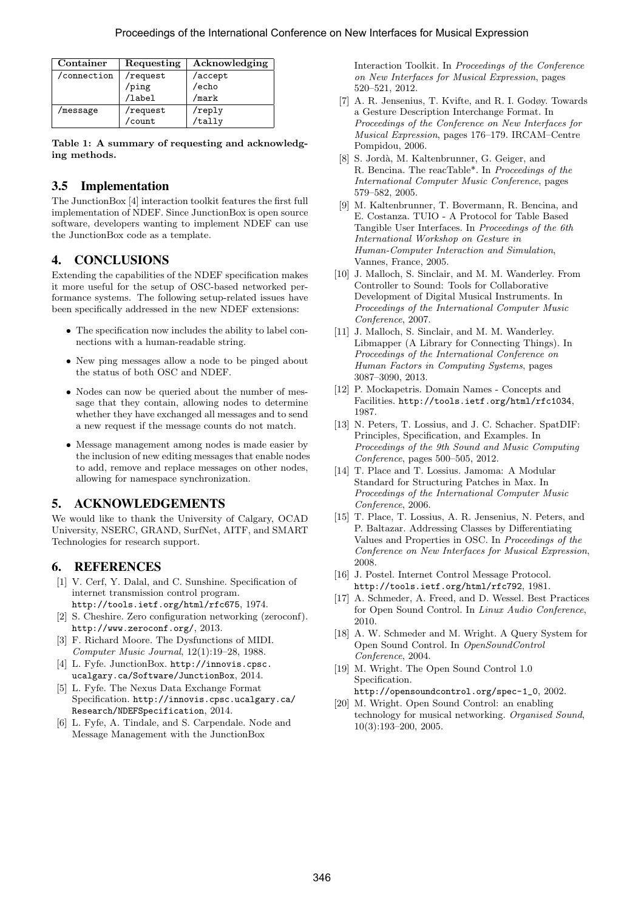| Container | Requesting | Acknowledging |
|---|---|---|
| /connection | /request | /accept |
| | /ping | /echo |
| | /label | /mark |
| /message | /request | /reply |
| | /count | /tally |

**Table 1: A summary of requesting and acknowledging methods.**

### 3.5 Implementation

The JunctionBox [4] interaction toolkit features the first full implementation of NDEF. Since JunctionBox is open source software, developers wanting to implement NDEF can use the JunctionBox code as a template.

## 4. CONCLUSIONS

Extending the capabilities of the NDEF specification makes it more useful for the setup of OSC-based networked performance systems. The following setup-related issues have been specifically addressed in the new NDEF extensions:

- The specification now includes the ability to label connections with a human-readable string.
- New ping messages allow a node to be pinged about the status of both OSC and NDEF.
- Nodes can now be queried about the number of message that they contain, allowing nodes to determine whether they have exchanged all messages and to send a new request if the message counts do not match.
- Message management among nodes is made easier by the inclusion of new editing messages that enable nodes to add, remove and replace messages on other nodes, allowing for namespace synchronization.

## 5. ACKNOWLEDGEMENTS

We would like to thank the University of Calgary, OCAD University, NSERC, GRAND, SurfNet, AITF, and SMART Technologies for research support.

## 6. REFERENCES

[1] V. Cerf, Y. Dalal, and C. Sunshine. Specification of internet transmission control program. http://tools.ietf.org/html/rfc675, 1974.

[2] S. Cheshire. Zero configuration networking (zeroconf). http://www.zeroconf.org/, 2013.

[3] F. Richard Moore. The Dysfunctions of MIDI. *Computer Music Journal*, 12(1):19–28, 1988.

[4] L. Fyfe. JunctionBox. http://innovis.cpsc.ucalgary.ca/Software/JunctionBox, 2014.

[5] L. Fyfe. The Nexus Data Exchange Format Specification. http://innovis.cpsc.ucalgary.ca/Research/NDEFSpecification, 2014.

[6] L. Fyfe, A. Tindale, and S. Carpendale. Node and Message Management with the JunctionBox Interaction Toolkit. In *Proceedings of the Conference on New Interfaces for Musical Expression*, pages 520–521, 2012.

[7] A. R. Jensenius, T. Kvifte, and R. I. Godøy. Towards a Gesture Description Interchange Format. In *Proceedings of the Conference on New Interfaces for Musical Expression*, pages 176–179. IRCAM–Centre Pompidou, 2006.

[8] S. Jordà, M. Kaltenbrunner, G. Geiger, and R. Bencina. The reacTable*. In *Proceedings of the International Computer Music Conference*, pages 579–582, 2005.

[9] M. Kaltenbrunner, T. Bovermann, R. Bencina, and E. Costanza. TUIO - A Protocol for Table Based Tangible User Interfaces. In *Proceedings of the 6th International Workshop on Gesture in Human-Computer Interaction and Simulation*, Vannes, France, 2005.

[10] J. Malloch, S. Sinclair, and M. M. Wanderley. From Controller to Sound: Tools for Collaborative Development of Digital Musical Instruments. In *Proceedings of the International Computer Music Conference*, 2007.

[11] J. Malloch, S. Sinclair, and M. M. Wanderley. Libmapper (A Library for Connecting Things). In *Proceedings of the International Conference on Human Factors in Computing Systems*, pages 3087–3090, 2013.

[12] P. Mockapetris. Domain Names - Concepts and Facilities. http://tools.ietf.org/html/rfc1034, 1987.

[13] N. Peters, T. Lossius, and J. C. Schacher. SpatDIF: Principles, Specification, and Examples. In *Proceedings of the 9th Sound and Music Computing Conference*, pages 500–505, 2012.

[14] T. Place and T. Lossius. Jamoma: A Modular Standard for Structuring Patches in Max. In *Proceedings of the International Computer Music Conference*, 2006.

[15] T. Place, T. Lossius, A. R. Jensenius, N. Peters, and P. Baltazar. Addressing Classes by Differentiating Values and Properties in OSC. In *Proceedings of the Conference on New Interfaces for Musical Expression*, 2008.

[16] J. Postel. Internet Control Message Protocol. http://tools.ietf.org/html/rfc792, 1981.

[17] A. Schmeder, A. Freed, and D. Wessel. Best Practices for Open Sound Control. In *Linux Audio Conference*, 2010.

[18] A. W. Schmeder and M. Wright. A Query System for Open Sound Control. In *OpenSoundControl Conference*, 2004.

[19] M. Wright. The Open Sound Control 1.0 Specification. http://opensoundcontrol.org/spec-1_0, 2002.

[20] M. Wright. Open Sound Control: an enabling technology for musical networking. *Organised Sound*, 10(3):193–200, 2005.